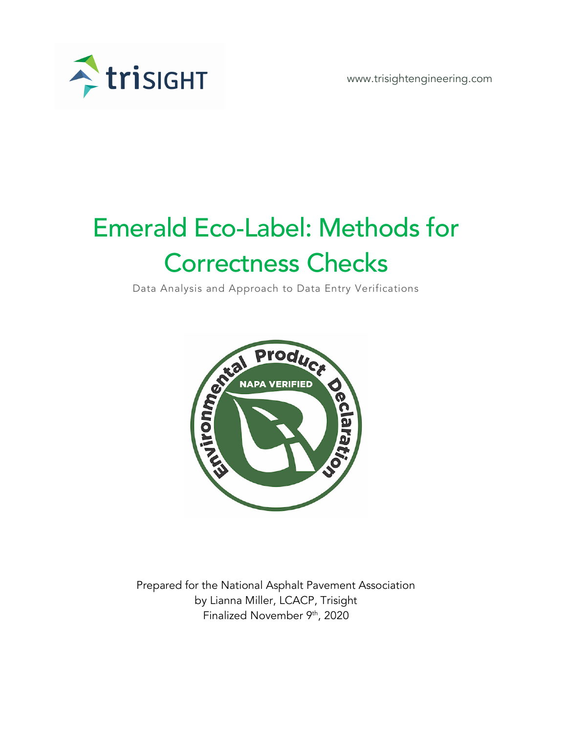triSIGHT

www.trisightengineering.com

# Emerald Eco-Label: Methods for Correctness Checks

Data Analysis and Approach to Data Entry Verifications

Prepared for the National Asphalt Pavement Association
by Lianna Miller, LCACP, Trisight
Finalized November 9th, 2020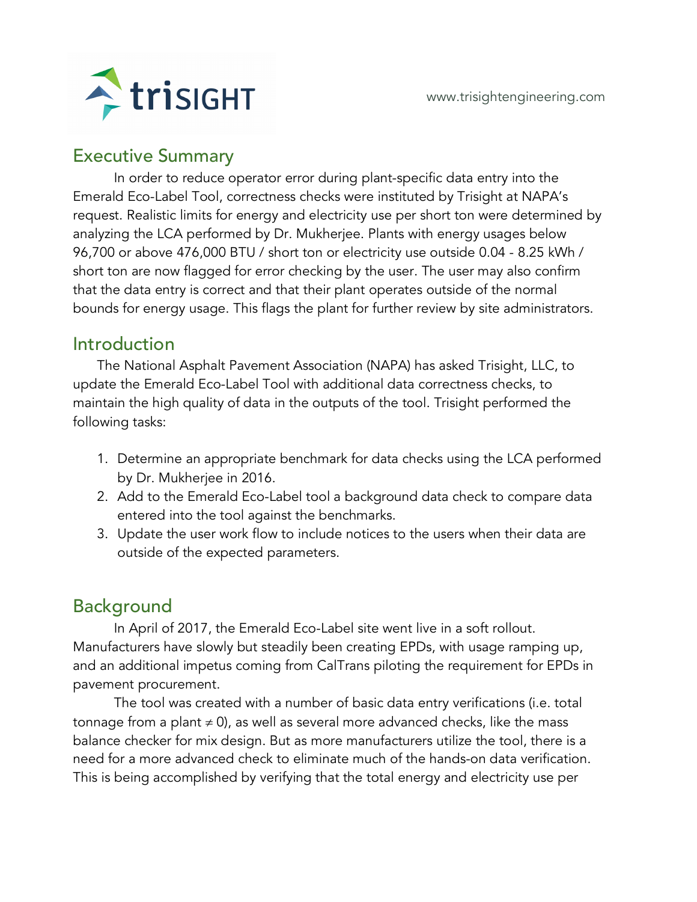## Executive Summary

In order to reduce operator error during plant-specific data entry into the Emerald Eco-Label Tool, correctness checks were instituted by Trisight at NAPA's request. Realistic limits for energy and electricity use per short ton were determined by analyzing the LCA performed by Dr. Mukherjee. Plants with energy usages below 96,700 or above 476,000 BTU / short ton or electricity use outside 0.04 - 8.25 kWh / short ton are now flagged for error checking by the user. The user may also confirm that the data entry is correct and that their plant operates outside of the normal bounds for energy usage. This flags the plant for further review by site administrators.

## Introduction

The National Asphalt Pavement Association (NAPA) has asked Trisight, LLC, to update the Emerald Eco-Label Tool with additional data correctness checks, to maintain the high quality of data in the outputs of the tool. Trisight performed the following tasks:

1. Determine an appropriate benchmark for data checks using the LCA performed by Dr. Mukherjee in 2016.
2. Add to the Emerald Eco-Label tool a background data check to compare data entered into the tool against the benchmarks.
3. Update the user work flow to include notices to the users when their data are outside of the expected parameters.

## Background

In April of 2017, the Emerald Eco-Label site went live in a soft rollout. Manufacturers have slowly but steadily been creating EPDs, with usage ramping up, and an additional impetus coming from CalTrans piloting the requirement for EPDs in pavement procurement.

The tool was created with a number of basic data entry verifications (i.e. total tonnage from a plant $\neq 0$), as well as several more advanced checks, like the mass balance checker for mix design. But as more manufacturers utilize the tool, there is a need for a more advanced check to eliminate much of the hands-on data verification. This is being accomplished by verifying that the total energy and electricity use per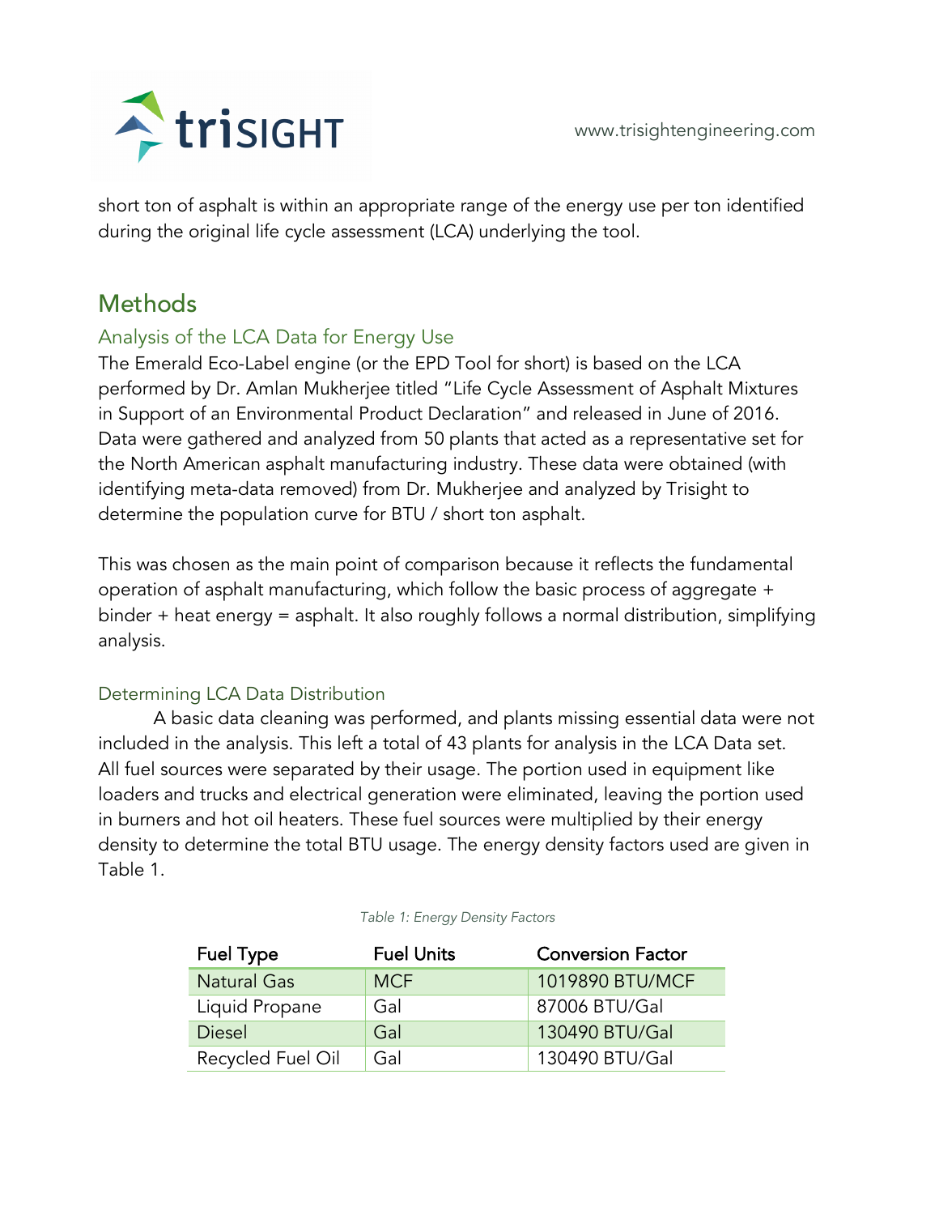short ton of asphalt is within an appropriate range of the energy use per ton identified during the original life cycle assessment (LCA) underlying the tool.

## Methods

### Analysis of the LCA Data for Energy Use

The Emerald Eco-Label engine (or the EPD Tool for short) is based on the LCA performed by Dr. Amlan Mukherjee titled "Life Cycle Assessment of Asphalt Mixtures in Support of an Environmental Product Declaration" and released in June of 2016. Data were gathered and analyzed from 50 plants that acted as a representative set for the North American asphalt manufacturing industry. These data were obtained (with identifying meta-data removed) from Dr. Mukherjee and analyzed by Trisight to determine the population curve for BTU / short ton asphalt.

This was chosen as the main point of comparison because it reflects the fundamental operation of asphalt manufacturing, which follow the basic process of aggregate + binder + heat energy = asphalt. It also roughly follows a normal distribution, simplifying analysis.

### Determining LCA Data Distribution

A basic data cleaning was performed, and plants missing essential data were not included in the analysis. This left a total of 43 plants for analysis in the LCA Data set. All fuel sources were separated by their usage. The portion used in equipment like loaders and trucks and electrical generation were eliminated, leaving the portion used in burners and hot oil heaters. These fuel sources were multiplied by their energy density to determine the total BTU usage. The energy density factors used are given in Table 1.

*Table 1: Energy Density Factors*

| Fuel Type | Fuel Units | Conversion Factor |
|---|---|---|
| Natural Gas | MCF | 1019890 BTU/MCF |
| Liquid Propane | Gal | 87006 BTU/Gal |
| Diesel | Gal | 130490 BTU/Gal |
| Recycled Fuel Oil | Gal | 130490 BTU/Gal |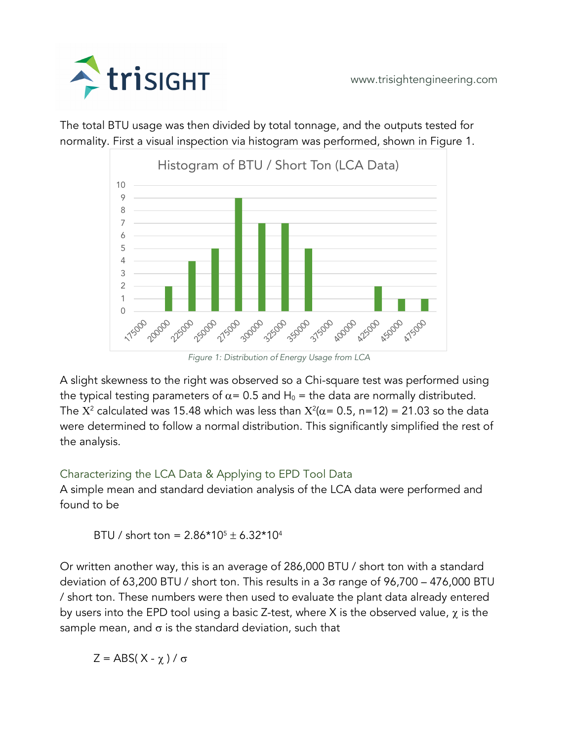The total BTU usage was then divided by total tonnage, and the outputs tested for normality. First a visual inspection via histogram was performed, shown in Figure 1.

*Figure 1: Distribution of Energy Usage from LCA*

A slight skewness to the right was observed so a Chi-square test was performed using the typical testing parameters of $\alpha = 0.5$ and $H_0$ = the data are normally distributed. The $X^2$ calculated was 15.48 which was less than $X^2(\alpha = 0.5, n=12) = 21.03$ so the data were determined to follow a normal distribution. This significantly simplified the rest of the analysis.

## Characterizing the LCA Data & Applying to EPD Tool Data

A simple mean and standard deviation analysis of the LCA data were performed and found to be

$$\text{BTU / short ton} = 2.86 \times 10^5 \pm 6.32 \times 10^4$$

Or written another way, this is an average of 286,000 BTU / short ton with a standard deviation of 63,200 BTU / short ton. This results in a $3\sigma$ range of 96,700 – 476,000 BTU / short ton. These numbers were then used to evaluate the plant data already entered by users into the EPD tool using a basic Z-test, where X is the observed value, $\chi$ is the sample mean, and $\sigma$ is the standard deviation, such that

$$Z = \text{ABS}(X - \chi) / \sigma$$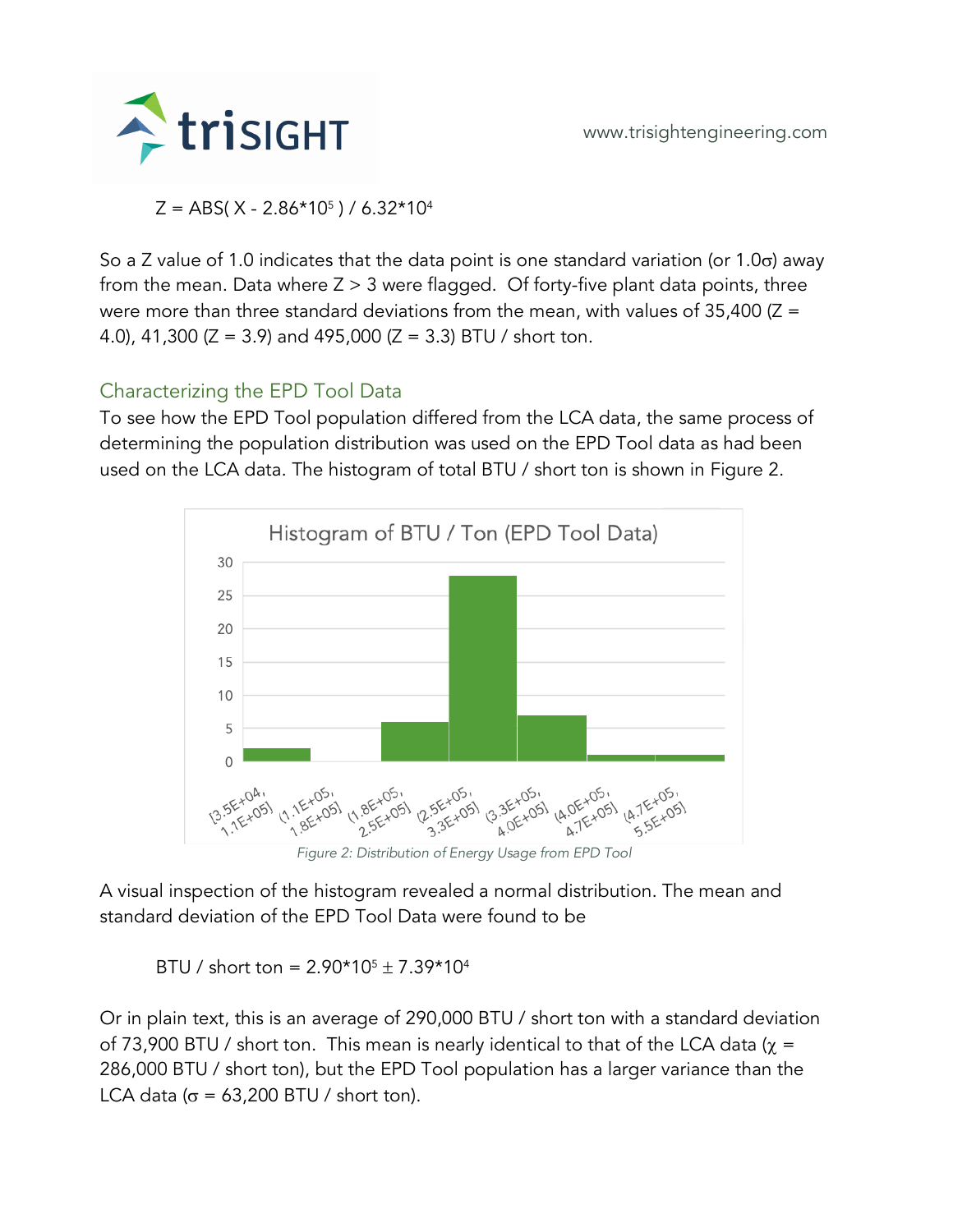$$Z = ABS( X - 2.86*10^5 ) / 6.32*10^4$$

So a Z value of 1.0 indicates that the data point is one standard variation (or 1.0σ) away from the mean. Data where Z > 3 were flagged. Of forty-five plant data points, three were more than three standard deviations from the mean, with values of 35,400 (Z = 4.0), 41,300 (Z = 3.9) and 495,000 (Z = 3.3) BTU / short ton.

## Characterizing the EPD Tool Data

To see how the EPD Tool population differed from the LCA data, the same process of determining the population distribution was used on the EPD Tool data as had been used on the LCA data. The histogram of total BTU / short ton is shown in Figure 2.

*Figure 2: Distribution of Energy Usage from EPD Tool*

A visual inspection of the histogram revealed a normal distribution. The mean and standard deviation of the EPD Tool Data were found to be

$$BTU / short\ ton = 2.90*10^5 \pm 7.39*10^4$$

Or in plain text, this is an average of 290,000 BTU / short ton with a standard deviation of 73,900 BTU / short ton. This mean is nearly identical to that of the LCA data ($\chi$ = 286,000 BTU / short ton), but the EPD Tool population has a larger variance than the LCA data ($\sigma$ = 63,200 BTU / short ton).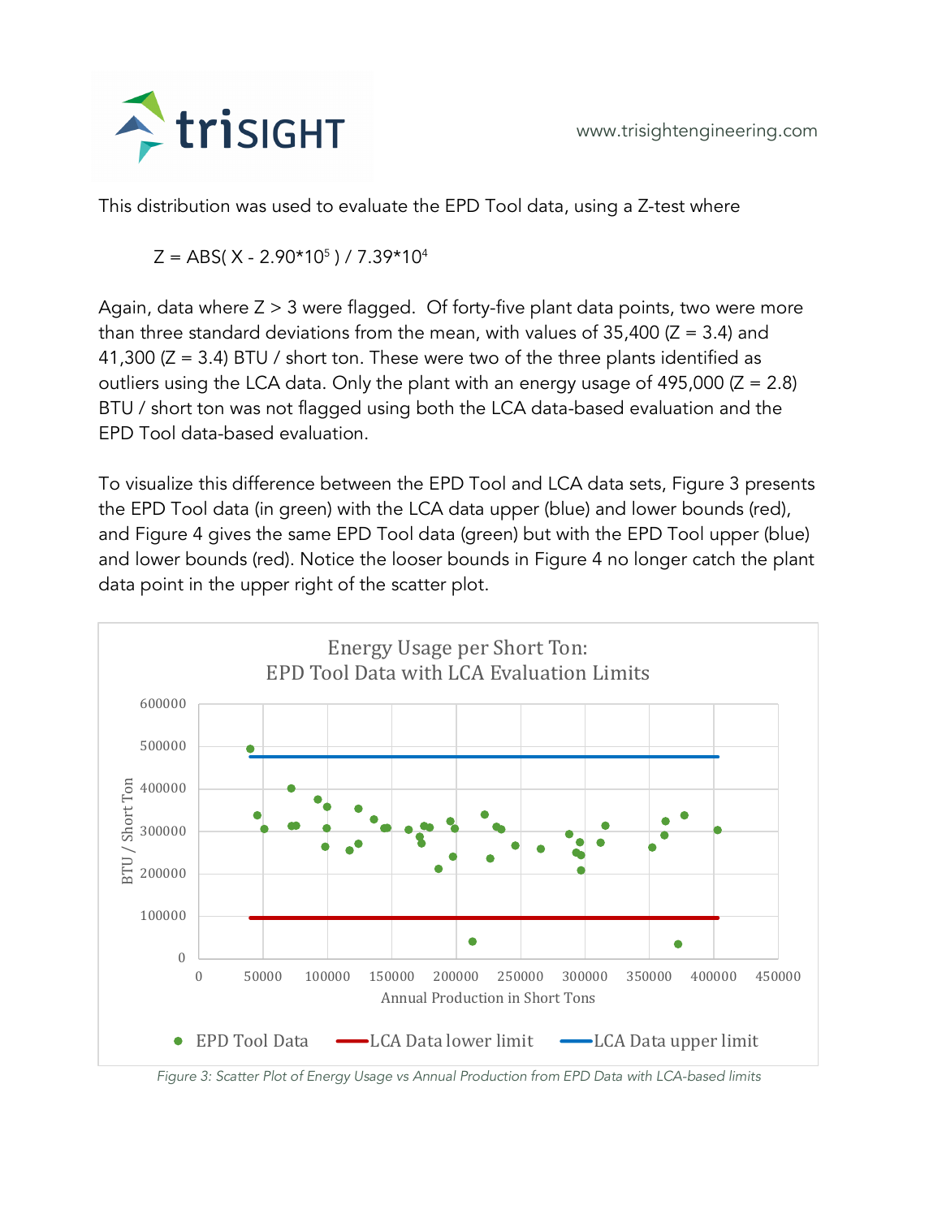This distribution was used to evaluate the EPD Tool data, using a Z-test where

$$Z = ABS( X - 2.90*10^5 ) / 7.39*10^4$$

Again, data where Z > 3 were flagged. Of forty-five plant data points, two were more than three standard deviations from the mean, with values of 35,400 (Z = 3.4) and 41,300 (Z = 3.4) BTU / short ton. These were two of the three plants identified as outliers using the LCA data. Only the plant with an energy usage of 495,000 (Z = 2.8) BTU / short ton was not flagged using both the LCA data-based evaluation and the EPD Tool data-based evaluation.

To visualize this difference between the EPD Tool and LCA data sets, Figure 3 presents the EPD Tool data (in green) with the LCA data upper (blue) and lower bounds (red), and Figure 4 gives the same EPD Tool data (green) but with the EPD Tool upper (blue) and lower bounds (red). Notice the looser bounds in Figure 4 no longer catch the plant data point in the upper right of the scatter plot.

*Figure 3: Scatter Plot of Energy Usage vs Annual Production from EPD Data with LCA-based limits*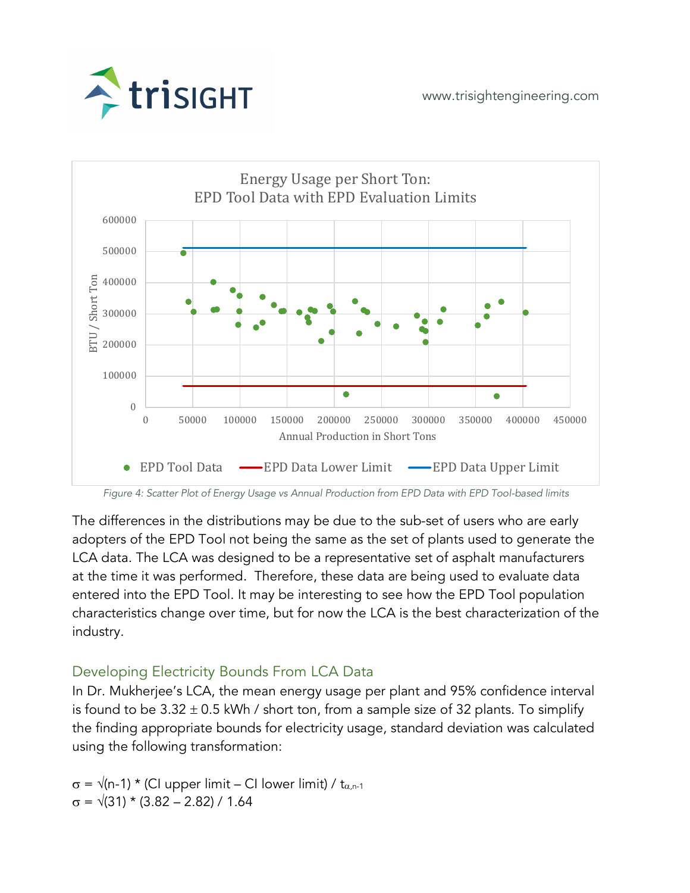Figure 4: Scatter Plot of Energy Usage vs Annual Production from EPD Data with EPD Tool-based limits

The differences in the distributions may be due to the sub-set of users who are early adopters of the EPD Tool not being the same as the set of plants used to generate the LCA data. The LCA was designed to be a representative set of asphalt manufacturers at the time it was performed. Therefore, these data are being used to evaluate data entered into the EPD Tool. It may be interesting to see how the EPD Tool population characteristics change over time, but for now the LCA is the best characterization of the industry.

## Developing Electricity Bounds From LCA Data

In Dr. Mukherjee's LCA, the mean energy usage per plant and 95% confidence interval is found to be 3.32 ± 0.5 kWh / short ton, from a sample size of 32 plants. To simplify the finding appropriate bounds for electricity usage, standard deviation was calculated using the following transformation:

$$\sigma = \sqrt{(n-1)} * (\text{CI upper limit} - \text{CI lower limit}) / t_{\alpha,n-1}$$

$$\sigma = \sqrt{(31)} * (3.82 - 2.82) / 1.64$$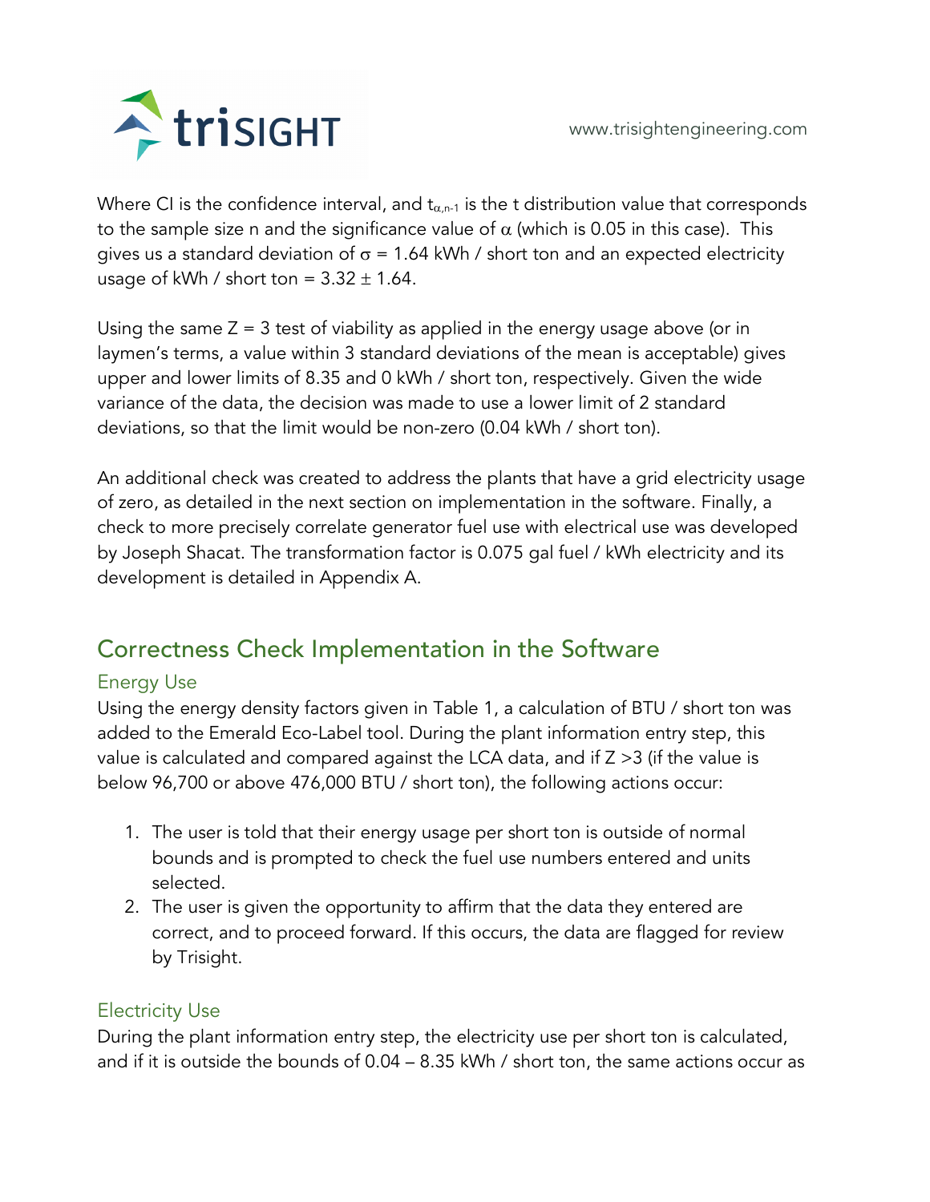Where CI is the confidence interval, and $t_{\alpha,n-1}$ is the t distribution value that corresponds to the sample size n and the significance value of $\alpha$ (which is 0.05 in this case). This gives us a standard deviation of $\sigma$ = 1.64 kWh / short ton and an expected electricity usage of kWh / short ton = 3.32 ± 1.64.

Using the same Z = 3 test of viability as applied in the energy usage above (or in laymen's terms, a value within 3 standard deviations of the mean is acceptable) gives upper and lower limits of 8.35 and 0 kWh / short ton, respectively. Given the wide variance of the data, the decision was made to use a lower limit of 2 standard deviations, so that the limit would be non-zero (0.04 kWh / short ton).

An additional check was created to address the plants that have a grid electricity usage of zero, as detailed in the next section on implementation in the software. Finally, a check to more precisely correlate generator fuel use with electrical use was developed by Joseph Shacat. The transformation factor is 0.075 gal fuel / kWh electricity and its development is detailed in Appendix A.

## Correctness Check Implementation in the Software

### Energy Use

Using the energy density factors given in Table 1, a calculation of BTU / short ton was added to the Emerald Eco-Label tool. During the plant information entry step, this value is calculated and compared against the LCA data, and if Z >3 (if the value is below 96,700 or above 476,000 BTU / short ton), the following actions occur:

1. The user is told that their energy usage per short ton is outside of normal bounds and is prompted to check the fuel use numbers entered and units selected.
2. The user is given the opportunity to affirm that the data they entered are correct, and to proceed forward. If this occurs, the data are flagged for review by Trisight.

### Electricity Use

During the plant information entry step, the electricity use per short ton is calculated, and if it is outside the bounds of 0.04 – 8.35 kWh / short ton, the same actions occur as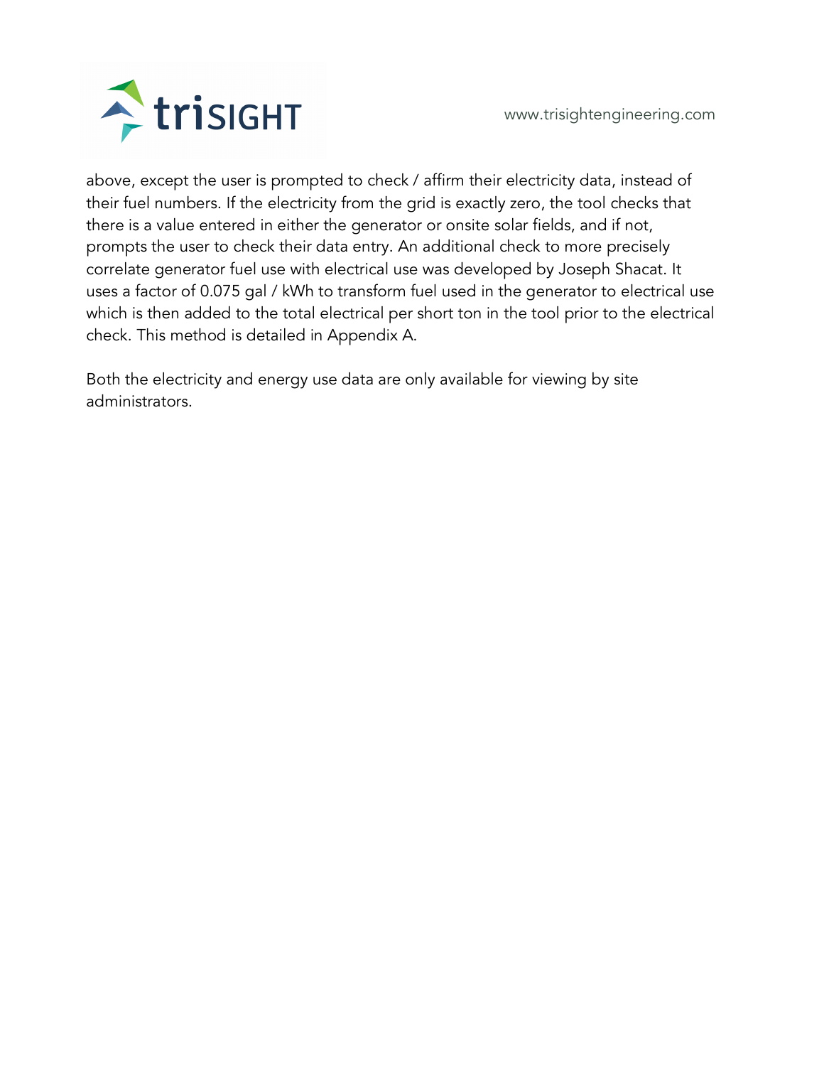above, except the user is prompted to check / affirm their electricity data, instead of their fuel numbers. If the electricity from the grid is exactly zero, the tool checks that there is a value entered in either the generator or onsite solar fields, and if not, prompts the user to check their data entry. An additional check to more precisely correlate generator fuel use with electrical use was developed by Joseph Shacat. It uses a factor of 0.075 gal / kWh to transform fuel used in the generator to electrical use which is then added to the total electrical per short ton in the tool prior to the electrical check. This method is detailed in Appendix A.

Both the electricity and energy use data are only available for viewing by site administrators.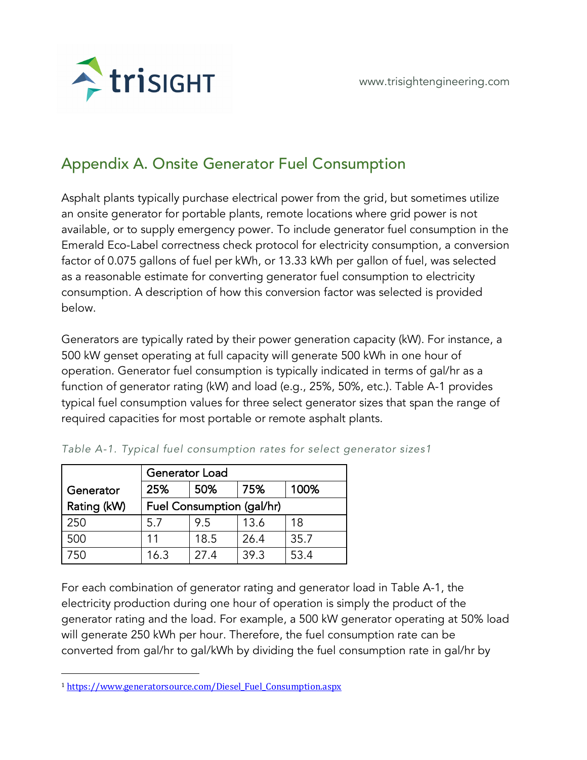## Appendix A. Onsite Generator Fuel Consumption

Asphalt plants typically purchase electrical power from the grid, but sometimes utilize an onsite generator for portable plants, remote locations where grid power is not available, or to supply emergency power. To include generator fuel consumption in the Emerald Eco-Label correctness check protocol for electricity consumption, a conversion factor of 0.075 gallons of fuel per kWh, or 13.33 kWh per gallon of fuel, was selected as a reasonable estimate for converting generator fuel consumption to electricity consumption. A description of how this conversion factor was selected is provided below.

Generators are typically rated by their power generation capacity (kW). For instance, a 500 kW genset operating at full capacity will generate 500 kWh in one hour of operation. Generator fuel consumption is typically indicated in terms of gal/hr as a function of generator rating (kW) and load (e.g., 25%, 50%, etc.). Table A-1 provides typical fuel consumption values for three select generator sizes that span the range of required capacities for most portable or remote asphalt plants.

*Table A-1. Typical fuel consumption rates for select generator sizes[1]*

| Generator Rating (kW) | Generator Load 25% | 50% | 75% | 100% |
|---|---|---|---|---|
| | Fuel Consumption (gal/hr) | | | |
| 250 | 5.7 | 9.5 | 13.6 | 18 |
| 500 | 11 | 18.5 | 26.4 | 35.7 |
| 750 | 16.3 | 27.4 | 39.3 | 53.4 |

For each combination of generator rating and generator load in Table A-1, the electricity production during one hour of operation is simply the product of the generator rating and the load. For example, a 500 kW generator operating at 50% load will generate 250 kWh per hour. Therefore, the fuel consumption rate can be converted from gal/hr to gal/kWh by dividing the fuel consumption rate in gal/hr by

[1] https://www.generatorsource.com/Diesel_Fuel_Consumption.aspx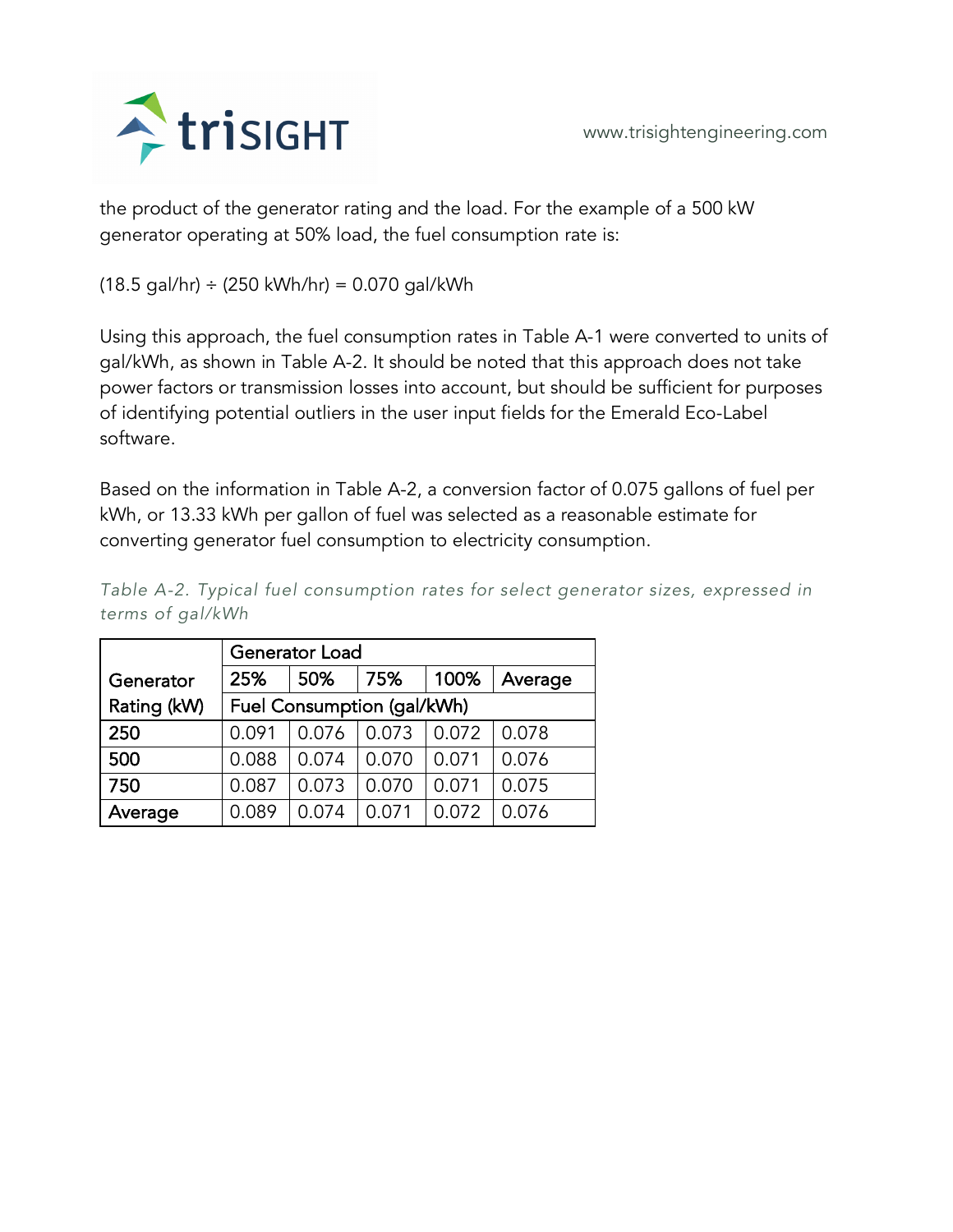the product of the generator rating and the load. For the example of a 500 kW generator operating at 50% load, the fuel consumption rate is:

(18.5 gal/hr) ÷ (250 kWh/hr) = 0.070 gal/kWh

Using this approach, the fuel consumption rates in Table A-1 were converted to units of gal/kWh, as shown in Table A-2. It should be noted that this approach does not take power factors or transmission losses into account, but should be sufficient for purposes of identifying potential outliers in the user input fields for the Emerald Eco-Label software.

Based on the information in Table A-2, a conversion factor of 0.075 gallons of fuel per kWh, or 13.33 kWh per gallon of fuel was selected as a reasonable estimate for converting generator fuel consumption to electricity consumption.

*Table A-2. Typical fuel consumption rates for select generator sizes, expressed in terms of gal/kWh*

| Generator Rating (kW) | Generator Load | | | | |
|---|---|---|---|---|---|
| | 25% | 50% | 75% | 100% | Average |
| | Fuel Consumption (gal/kWh) | | | | |
| 250 | 0.091 | 0.076 | 0.073 | 0.072 | 0.078 |
| 500 | 0.088 | 0.074 | 0.070 | 0.071 | 0.076 |
| 750 | 0.087 | 0.073 | 0.070 | 0.071 | 0.075 |
| Average | 0.089 | 0.074 | 0.071 | 0.072 | 0.076 |